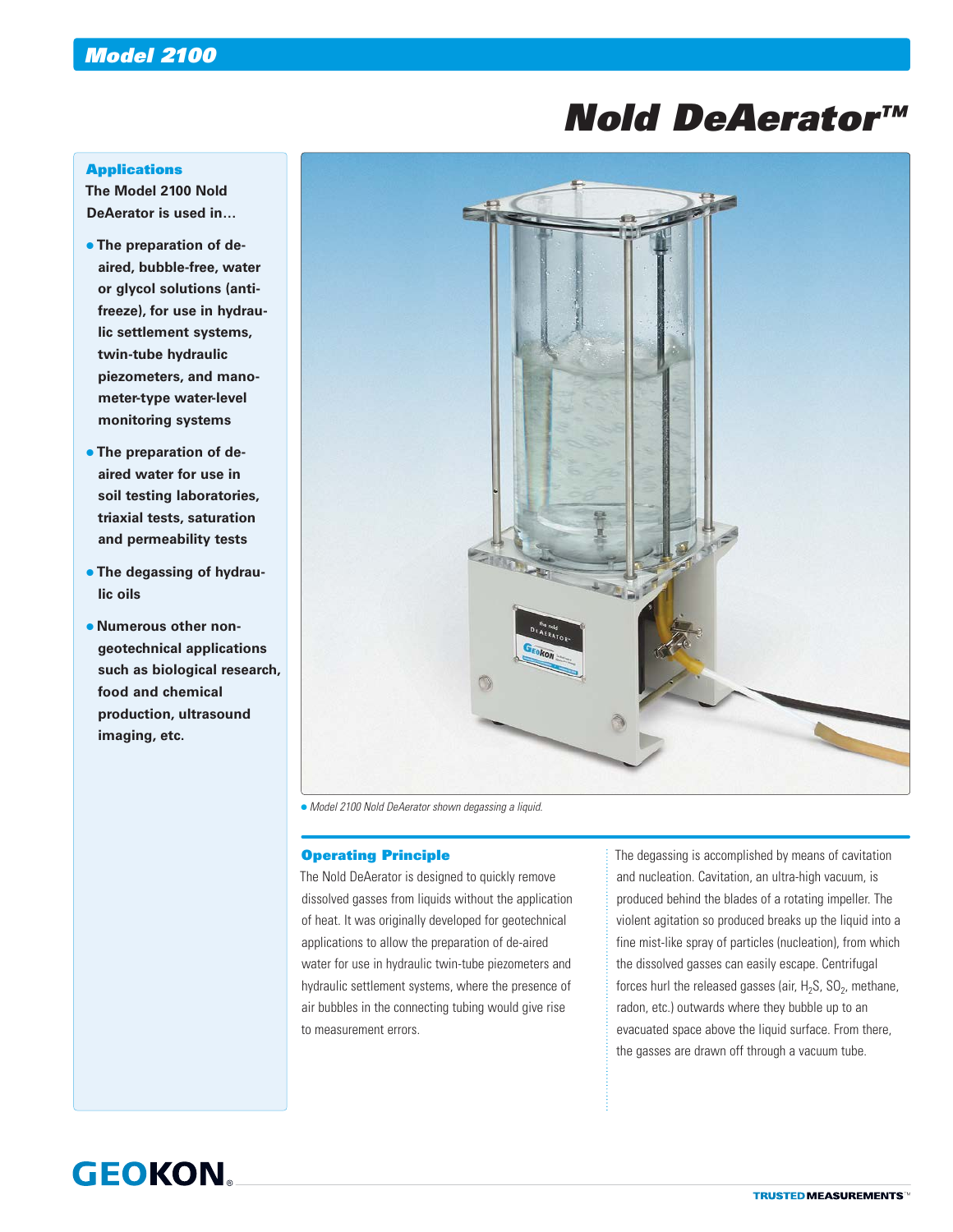# Model 2100

# Nold DeAerator™

## Applications

**The Model 2100 Nold DeAerator is used in…**

- **The preparation of de-aired, bubble-free, water or glycol solutions (anti-freeze), for use in hydraulic settlement systems, twin-tube hydraulic piezometers, and manometer-type water-level monitoring systems**
- **The preparation of de-aired water for use in soil testing laboratories, triaxial tests, saturation and permeability tests**
- **The degassing of hydraulic oils**
- **Numerous other non-geotechnical applications such as biological research, food and chemical production, ultrasound imaging, etc.**

*Model 2100 Nold DeAerator shown degassing a liquid.*

## Operating Principle

The Nold DeAerator is designed to quickly remove dissolved gasses from liquids without the application of heat. It was originally developed for geotechnical applications to allow the preparation of de-aired water for use in hydraulic twin-tube piezometers and hydraulic settlement systems, where the presence of air bubbles in the connecting tubing would give rise to measurement errors.

The degassing is accomplished by means of cavitation and nucleation. Cavitation, an ultra-high vacuum, is produced behind the blades of a rotating impeller. The violent agitation so produced breaks up the liquid into a fine mist-like spray of particles (nucleation), from which the dissolved gasses can easily escape. Centrifugal forces hurl the released gasses (air, $H_2S$, $SO_2$, methane, radon, etc.) outwards where they bubble up to an evacuated space above the liquid surface. From there, the gasses are drawn off through a vacuum tube.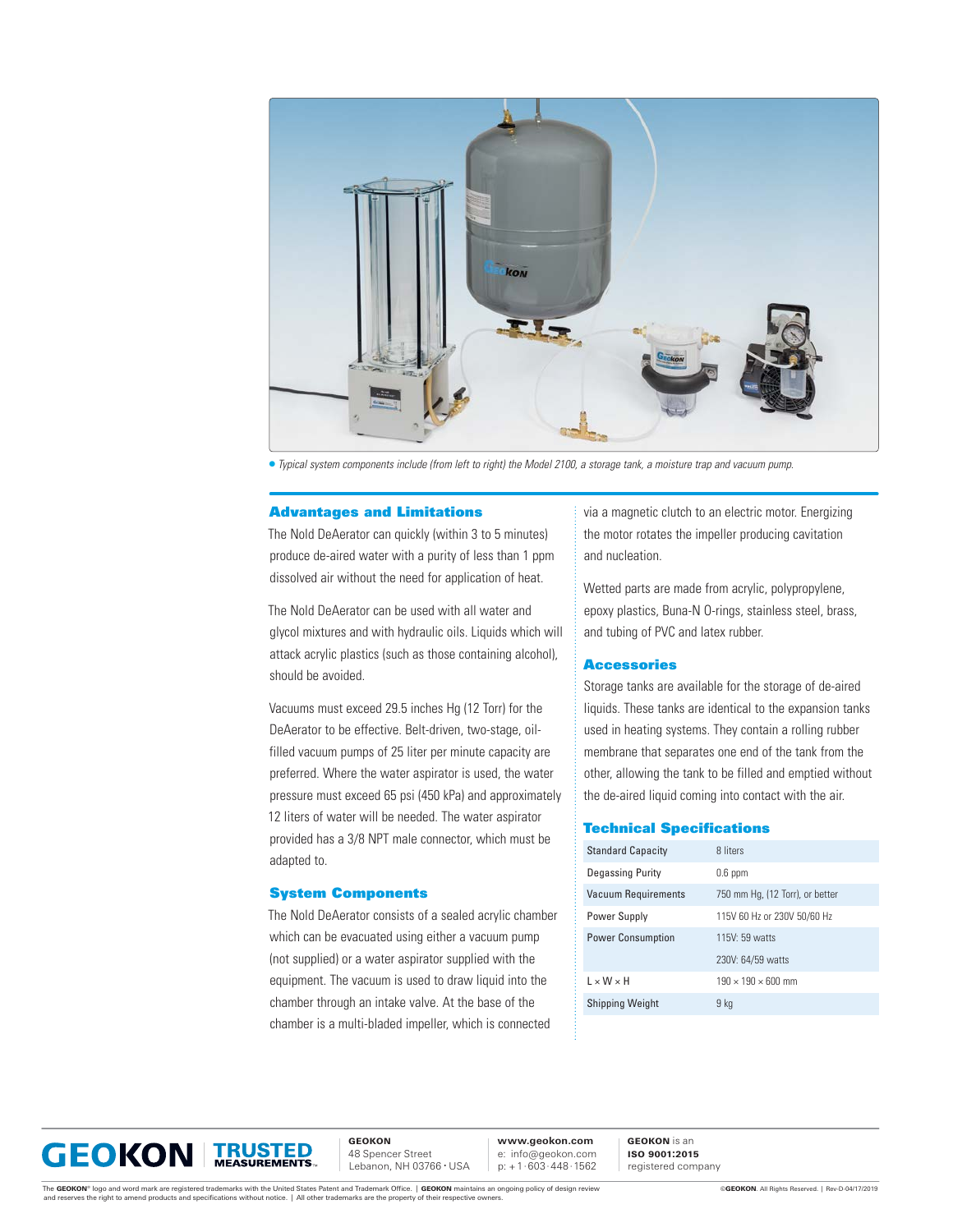• *Typical system components include (from left to right) the Model 2100, a storage tank, a moisture trap and vacuum pump.*

## Advantages and Limitations

The Nold DeAerator can quickly (within 3 to 5 minutes) produce de-aired water with a purity of less than 1 ppm dissolved air without the need for application of heat.

The Nold DeAerator can be used with all water and glycol mixtures and with hydraulic oils. Liquids which will attack acrylic plastics (such as those containing alcohol), should be avoided.

Vacuums must exceed 29.5 inches Hg (12 Torr) for the DeAerator to be effective. Belt-driven, two-stage, oil-filled vacuum pumps of 25 liter per minute capacity are preferred. Where the water aspirator is used, the water pressure must exceed 65 psi (450 kPa) and approximately 12 liters of water will be needed. The water aspirator provided has a 3/8 NPT male connector, which must be adapted to.

## System Components

The Nold DeAerator consists of a sealed acrylic chamber which can be evacuated using either a vacuum pump (not supplied) or a water aspirator supplied with the equipment. The vacuum is used to draw liquid into the chamber through an intake valve. At the base of the chamber is a multi-bladed impeller, which is connected via a magnetic clutch to an electric motor. Energizing the motor rotates the impeller producing cavitation and nucleation.

Wetted parts are made from acrylic, polypropylene, epoxy plastics, Buna-N O-rings, stainless steel, brass, and tubing of PVC and latex rubber.

## Accessories

Storage tanks are available for the storage of de-aired liquids. These tanks are identical to the expansion tanks used in heating systems. They contain a rolling rubber membrane that separates one end of the tank from the other, allowing the tank to be filled and emptied without the de-aired liquid coming into contact with the air.

## Technical Specifications

| | |
|---|---|
| Standard Capacity | 8 liters |
| Degassing Purity | 0.6 ppm |
| Vacuum Requirements | 750 mm Hg, (12 Torr), or better |
| Power Supply | 115V 60 Hz or 230V 50/60 Hz |
| Power Consumption | 115V: 59 watts<br>230V: 64/59 watts |
| L × W × H | 190 × 190 × 600 mm |
| Shipping Weight | 9 kg |

GEOKON | TRUSTED MEASUREMENTS™

**GEOKON**
48 Spencer Street
Lebanon, NH 03766 · USA

**www.geokon.com**
e: info@geokon.com
p: +1 · 603 · 448 · 1562

**GEOKON** is an **ISO 9001:2015** registered company

The **GEOKON**® logo and word mark are registered trademarks with the United States Patent and Trademark Office. | **GEOKON** maintains an ongoing policy of design review and reserves the right to amend products and specifications without notice. | All other trademarks are the property of their respective owners.

©**GEOKON**. All Rights Reserved. | Rev-D-04/17/2019